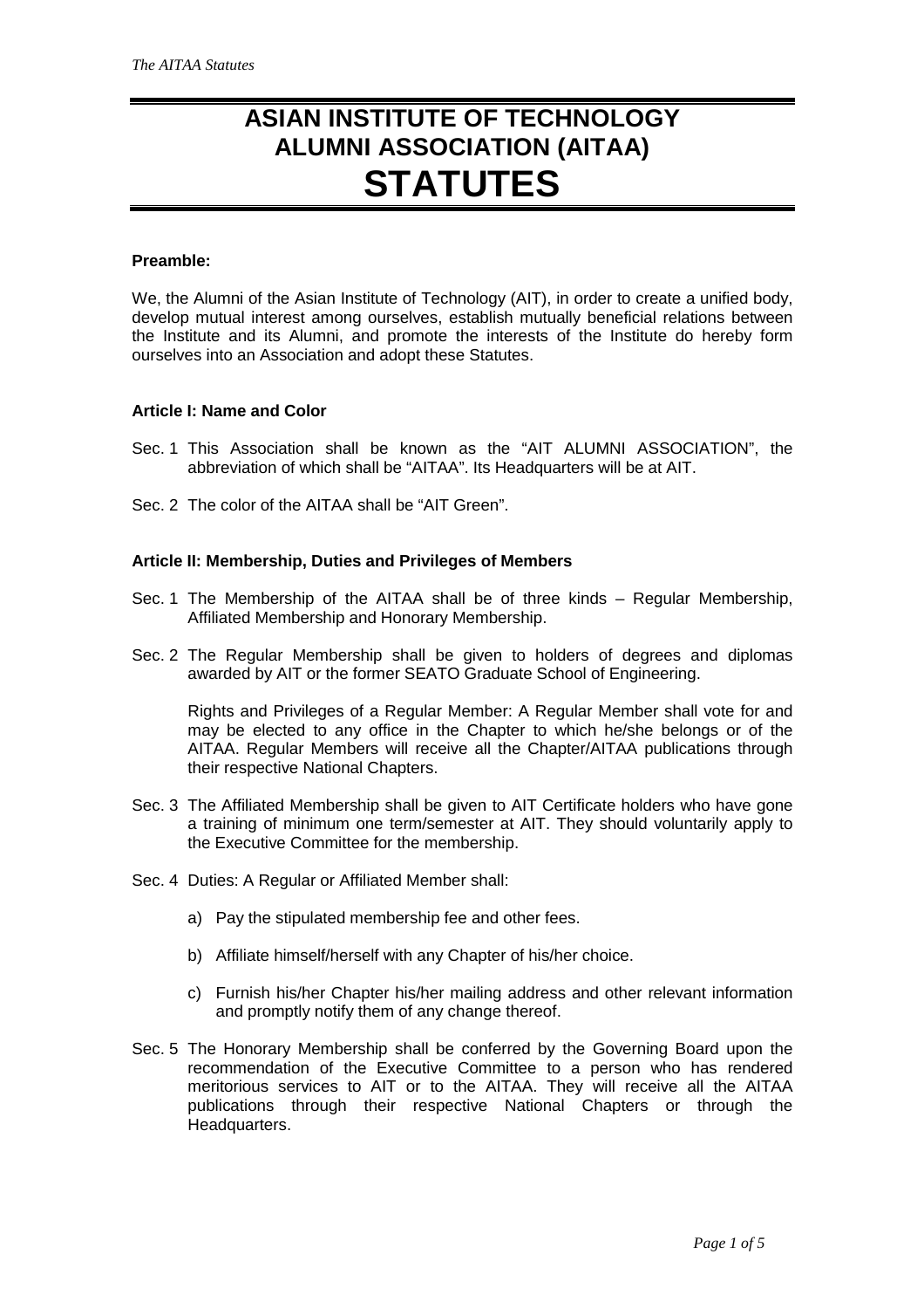# ASIAN INSTITUTE OF TECHNOLOGY ALUMNI ASSOCIATION (AITAA) STATUTES

**Preamble:**

We, the Alumni of the Asian Institute of Technology (AIT), in order to create a unified body, develop mutual interest among ourselves, establish mutually beneficial relations between the Institute and its Alumni, and promote the interests of the Institute do hereby form ourselves into an Association and adopt these Statutes.

**Article I: Name and Color**

Sec. 1 This Association shall be known as the "AIT ALUMNI ASSOCIATION", the abbreviation of which shall be "AITAA". Its Headquarters will be at AIT.

Sec. 2 The color of the AITAA shall be "AIT Green".

**Article II: Membership, Duties and Privileges of Members**

Sec. 1 The Membership of the AITAA shall be of three kinds – Regular Membership, Affiliated Membership and Honorary Membership.

Sec. 2 The Regular Membership shall be given to holders of degrees and diplomas awarded by AIT or the former SEATO Graduate School of Engineering.

Rights and Privileges of a Regular Member: A Regular Member shall vote for and may be elected to any office in the Chapter to which he/she belongs or of the AITAA. Regular Members will receive all the Chapter/AITAA publications through their respective National Chapters.

Sec. 3 The Affiliated Membership shall be given to AIT Certificate holders who have gone a training of minimum one term/semester at AIT. They should voluntarily apply to the Executive Committee for the membership.

Sec. 4 Duties: A Regular or Affiliated Member shall:

a) Pay the stipulated membership fee and other fees.

b) Affiliate himself/herself with any Chapter of his/her choice.

c) Furnish his/her Chapter his/her mailing address and other relevant information and promptly notify them of any change thereof.

Sec. 5 The Honorary Membership shall be conferred by the Governing Board upon the recommendation of the Executive Committee to a person who has rendered meritorious services to AIT or to the AITAA. They will receive all the AITAA publications through their respective National Chapters or through the Headquarters.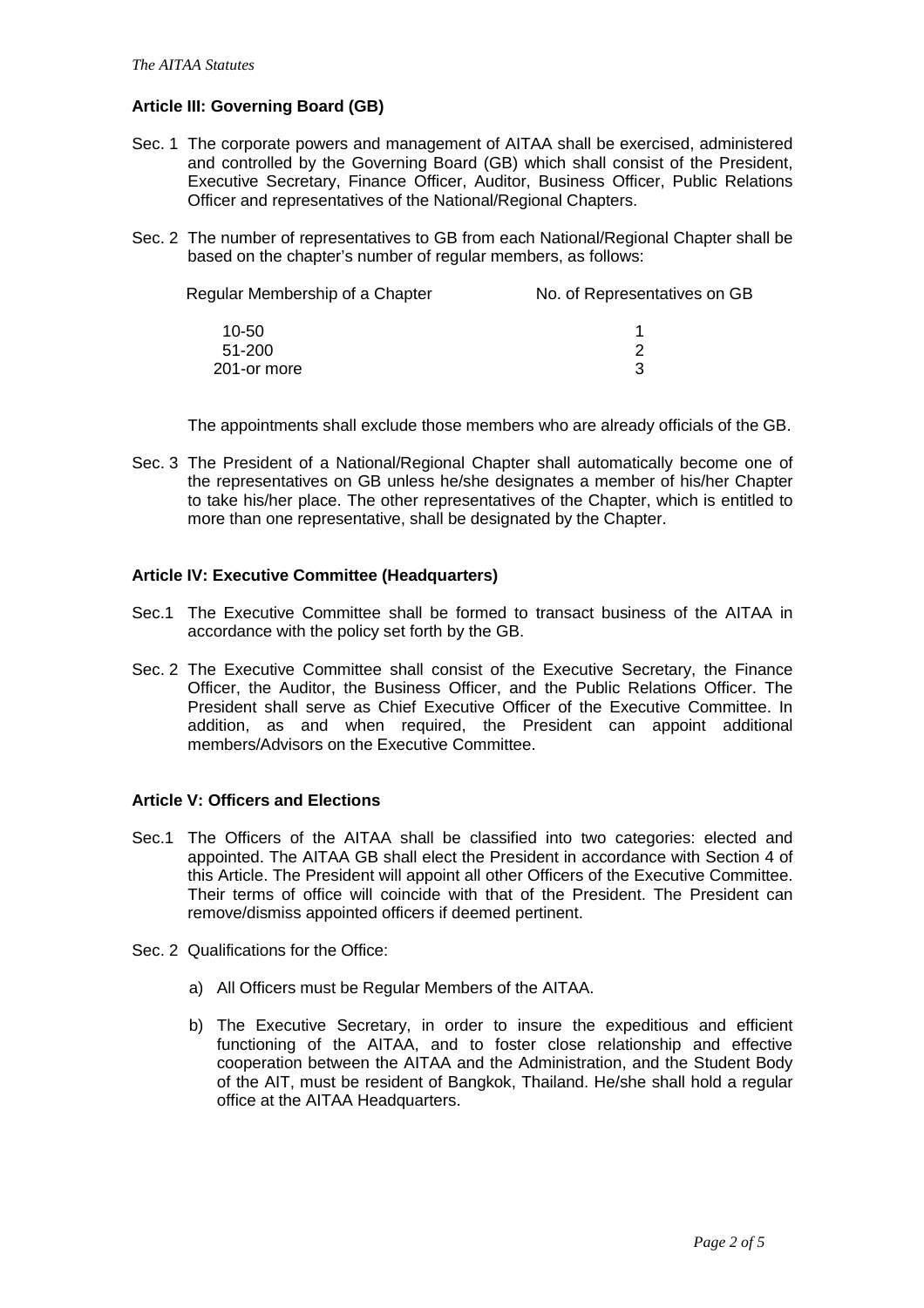## Article III: Governing Board (GB)

Sec. 1 The corporate powers and management of AITAA shall be exercised, administered and controlled by the Governing Board (GB) which shall consist of the President, Executive Secretary, Finance Officer, Auditor, Business Officer, Public Relations Officer and representatives of the National/Regional Chapters.

Sec. 2 The number of representatives to GB from each National/Regional Chapter shall be based on the chapter's number of regular members, as follows:

| Regular Membership of a Chapter | No. of Representatives on GB |
| --- | --- |
| 10-50 | 1 |
| 51-200 | 2 |
| 201-or more | 3 |

The appointments shall exclude those members who are already officials of the GB.

Sec. 3 The President of a National/Regional Chapter shall automatically become one of the representatives on GB unless he/she designates a member of his/her Chapter to take his/her place. The other representatives of the Chapter, which is entitled to more than one representative, shall be designated by the Chapter.

## Article IV: Executive Committee (Headquarters)

Sec.1 The Executive Committee shall be formed to transact business of the AITAA in accordance with the policy set forth by the GB.

Sec. 2 The Executive Committee shall consist of the Executive Secretary, the Finance Officer, the Auditor, the Business Officer, and the Public Relations Officer. The President shall serve as Chief Executive Officer of the Executive Committee. In addition, as and when required, the President can appoint additional members/Advisors on the Executive Committee.

## Article V: Officers and Elections

Sec.1 The Officers of the AITAA shall be classified into two categories: elected and appointed. The AITAA GB shall elect the President in accordance with Section 4 of this Article. The President will appoint all other Officers of the Executive Committee. Their terms of office will coincide with that of the President. The President can remove/dismiss appointed officers if deemed pertinent.

Sec. 2 Qualifications for the Office:

a) All Officers must be Regular Members of the AITAA.

b) The Executive Secretary, in order to insure the expeditious and efficient functioning of the AITAA, and to foster close relationship and effective cooperation between the AITAA and the Administration, and the Student Body of the AIT, must be resident of Bangkok, Thailand. He/she shall hold a regular office at the AITAA Headquarters.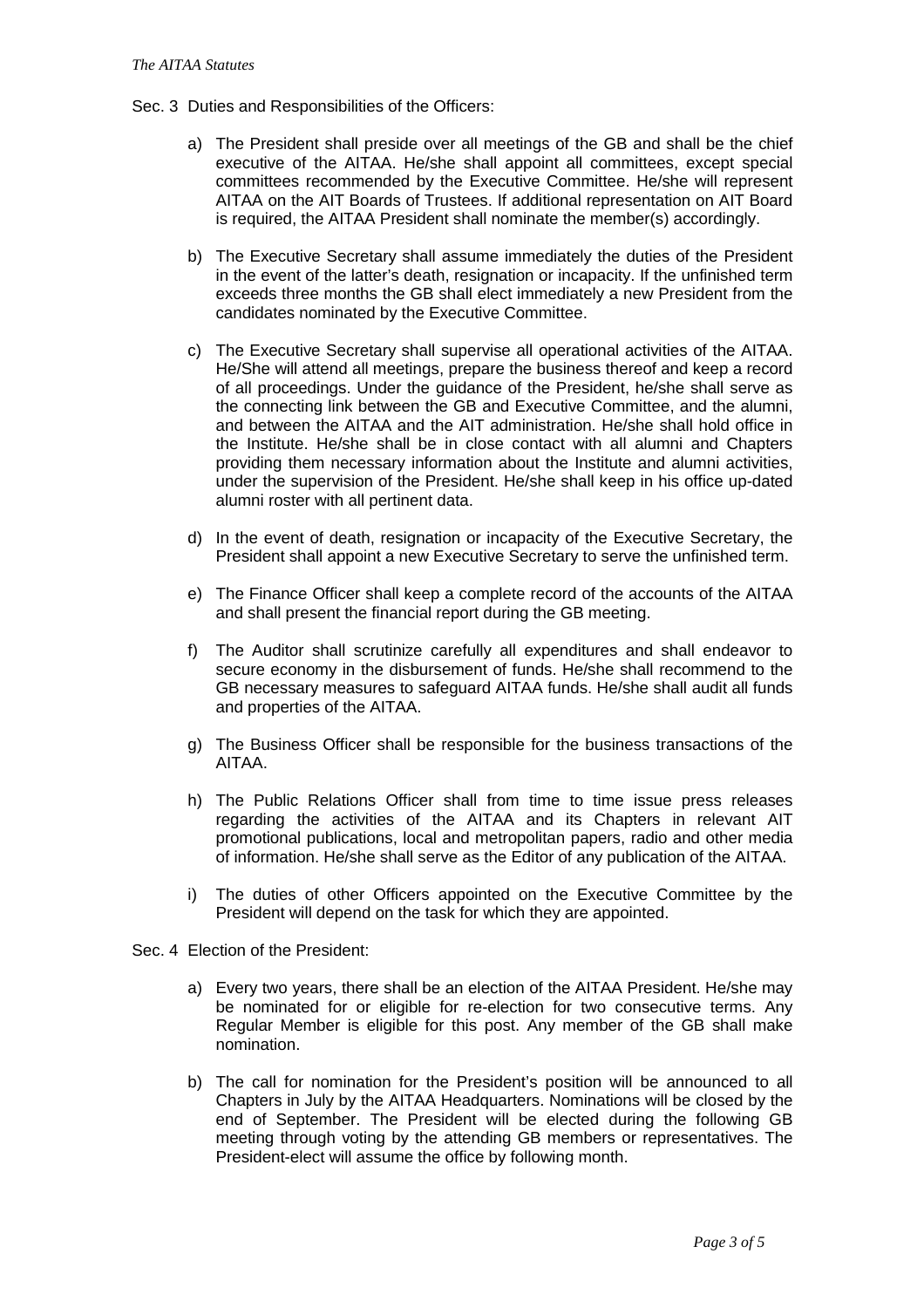Sec. 3 Duties and Responsibilities of the Officers:

a) The President shall preside over all meetings of the GB and shall be the chief executive of the AITAA. He/she shall appoint all committees, except special committees recommended by the Executive Committee. He/she will represent AITAA on the AIT Boards of Trustees. If additional representation on AIT Board is required, the AITAA President shall nominate the member(s) accordingly.

b) The Executive Secretary shall assume immediately the duties of the President in the event of the latter's death, resignation or incapacity. If the unfinished term exceeds three months the GB shall elect immediately a new President from the candidates nominated by the Executive Committee.

c) The Executive Secretary shall supervise all operational activities of the AITAA. He/She will attend all meetings, prepare the business thereof and keep a record of all proceedings. Under the guidance of the President, he/she shall serve as the connecting link between the GB and Executive Committee, and the alumni, and between the AITAA and the AIT administration. He/she shall hold office in the Institute. He/she shall be in close contact with all alumni and Chapters providing them necessary information about the Institute and alumni activities, under the supervision of the President. He/she shall keep in his office up-dated alumni roster with all pertinent data.

d) In the event of death, resignation or incapacity of the Executive Secretary, the President shall appoint a new Executive Secretary to serve the unfinished term.

e) The Finance Officer shall keep a complete record of the accounts of the AITAA and shall present the financial report during the GB meeting.

f) The Auditor shall scrutinize carefully all expenditures and shall endeavor to secure economy in the disbursement of funds. He/she shall recommend to the GB necessary measures to safeguard AITAA funds. He/she shall audit all funds and properties of the AITAA.

g) The Business Officer shall be responsible for the business transactions of the AITAA.

h) The Public Relations Officer shall from time to time issue press releases regarding the activities of the AITAA and its Chapters in relevant AIT promotional publications, local and metropolitan papers, radio and other media of information. He/she shall serve as the Editor of any publication of the AITAA.

i) The duties of other Officers appointed on the Executive Committee by the President will depend on the task for which they are appointed.

Sec. 4 Election of the President:

a) Every two years, there shall be an election of the AITAA President. He/she may be nominated for or eligible for re-election for two consecutive terms. Any Regular Member is eligible for this post. Any member of the GB shall make nomination.

b) The call for nomination for the President's position will be announced to all Chapters in July by the AITAA Headquarters. Nominations will be closed by the end of September. The President will be elected during the following GB meeting through voting by the attending GB members or representatives. The President-elect will assume the office by following month.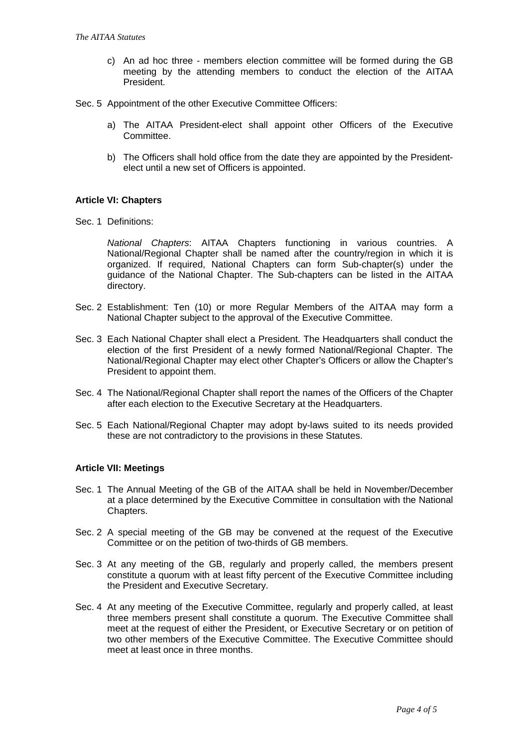c) An ad hoc three - members election committee will be formed during the GB meeting by the attending members to conduct the election of the AITAA President.

Sec. 5 Appointment of the other Executive Committee Officers:

a) The AITAA President-elect shall appoint other Officers of the Executive Committee.

b) The Officers shall hold office from the date they are appointed by the President-elect until a new set of Officers is appointed.

### Article VI: Chapters

Sec. 1 Definitions:

*National Chapters*: AITAA Chapters functioning in various countries. A National/Regional Chapter shall be named after the country/region in which it is organized. If required, National Chapters can form Sub-chapter(s) under the guidance of the National Chapter. The Sub-chapters can be listed in the AITAA directory.

Sec. 2 Establishment: Ten (10) or more Regular Members of the AITAA may form a National Chapter subject to the approval of the Executive Committee.

Sec. 3 Each National Chapter shall elect a President. The Headquarters shall conduct the election of the first President of a newly formed National/Regional Chapter. The National/Regional Chapter may elect other Chapter's Officers or allow the Chapter's President to appoint them.

Sec. 4 The National/Regional Chapter shall report the names of the Officers of the Chapter after each election to the Executive Secretary at the Headquarters.

Sec. 5 Each National/Regional Chapter may adopt by-laws suited to its needs provided these are not contradictory to the provisions in these Statutes.

### Article VII: Meetings

Sec. 1 The Annual Meeting of the GB of the AITAA shall be held in November/December at a place determined by the Executive Committee in consultation with the National Chapters.

Sec. 2 A special meeting of the GB may be convened at the request of the Executive Committee or on the petition of two-thirds of GB members.

Sec. 3 At any meeting of the GB, regularly and properly called, the members present constitute a quorum with at least fifty percent of the Executive Committee including the President and Executive Secretary.

Sec. 4 At any meeting of the Executive Committee, regularly and properly called, at least three members present shall constitute a quorum. The Executive Committee shall meet at the request of either the President, or Executive Secretary or on petition of two other members of the Executive Committee. The Executive Committee should meet at least once in three months.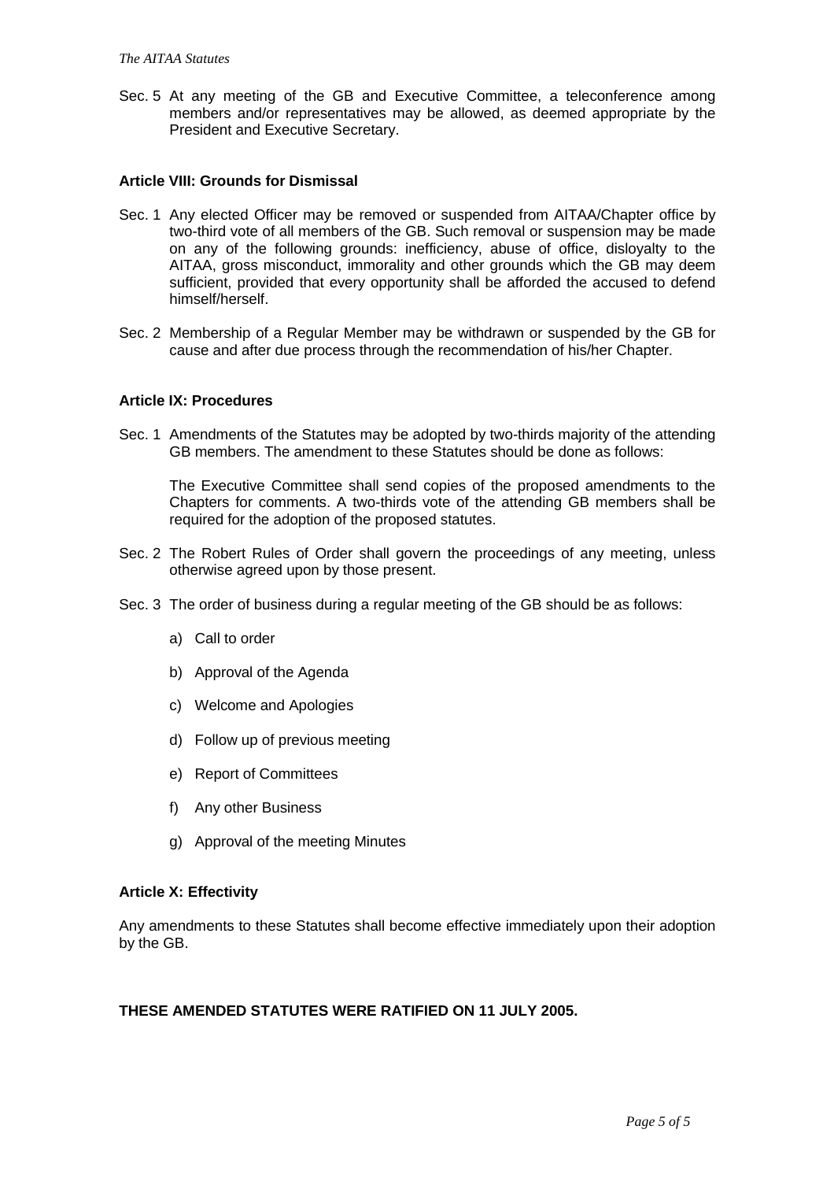Sec. 5 At any meeting of the GB and Executive Committee, a teleconference among members and/or representatives may be allowed, as deemed appropriate by the President and Executive Secretary.

**Article VIII: Grounds for Dismissal**

Sec. 1 Any elected Officer may be removed or suspended from AITAA/Chapter office by two-third vote of all members of the GB. Such removal or suspension may be made on any of the following grounds: inefficiency, abuse of office, disloyalty to the AITAA, gross misconduct, immorality and other grounds which the GB may deem sufficient, provided that every opportunity shall be afforded the accused to defend himself/herself.

Sec. 2 Membership of a Regular Member may be withdrawn or suspended by the GB for cause and after due process through the recommendation of his/her Chapter.

**Article IX: Procedures**

Sec. 1 Amendments of the Statutes may be adopted by two-thirds majority of the attending GB members. The amendment to these Statutes should be done as follows:

The Executive Committee shall send copies of the proposed amendments to the Chapters for comments. A two-thirds vote of the attending GB members shall be required for the adoption of the proposed statutes.

Sec. 2 The Robert Rules of Order shall govern the proceedings of any meeting, unless otherwise agreed upon by those present.

Sec. 3 The order of business during a regular meeting of the GB should be as follows:

a) Call to order

b) Approval of the Agenda

c) Welcome and Apologies

d) Follow up of previous meeting

e) Report of Committees

f) Any other Business

g) Approval of the meeting Minutes

**Article X: Effectivity**

Any amendments to these Statutes shall become effective immediately upon their adoption by the GB.

**THESE AMENDED STATUTES WERE RATIFIED ON 11 JULY 2005.**